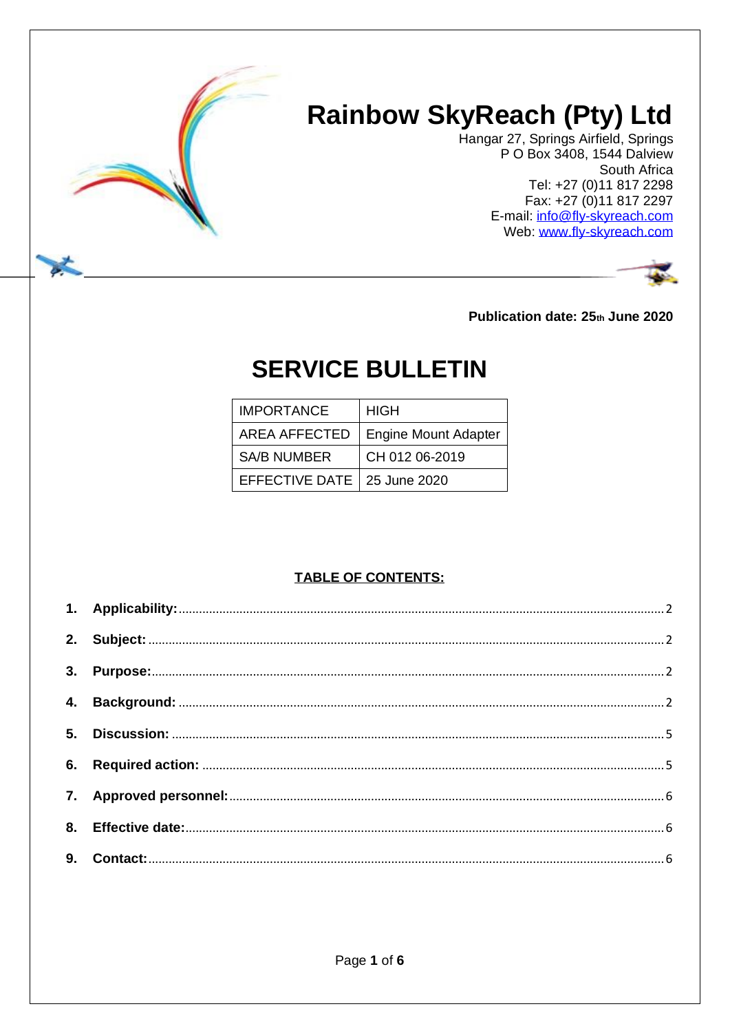# Rainbow SkyReach (Pty) Ltd

Hangar 27, Springs Airfield, Springs
P O Box 3408, 1544 Dalview
South Africa
Tel: +27 (0)11 817 2298
Fax: +27 (0)11 817 2297
E-mail: info@fly-skyreach.com
Web: www.fly-skyreach.com

**Publication date: 25th June 2020**

# SERVICE BULLETIN

| | |
|---|---|
| IMPORTANCE | HIGH |
| AREA AFFECTED | Engine Mount Adapter |
| SA/B NUMBER | CH 012 06-2019 |
| EFFECTIVE DATE | 25 June 2020 |

**TABLE OF CONTENTS:**

1. **Applicability:** .......... 2
2. **Subject:** .......... 2
3. **Purpose:** .......... 2
4. **Background:** .......... 2
5. **Discussion:** .......... 5
6. **Required action:** .......... 5
7. **Approved personnel:** .......... 6
8. **Effective date:** .......... 6
9. **Contact:** .......... 6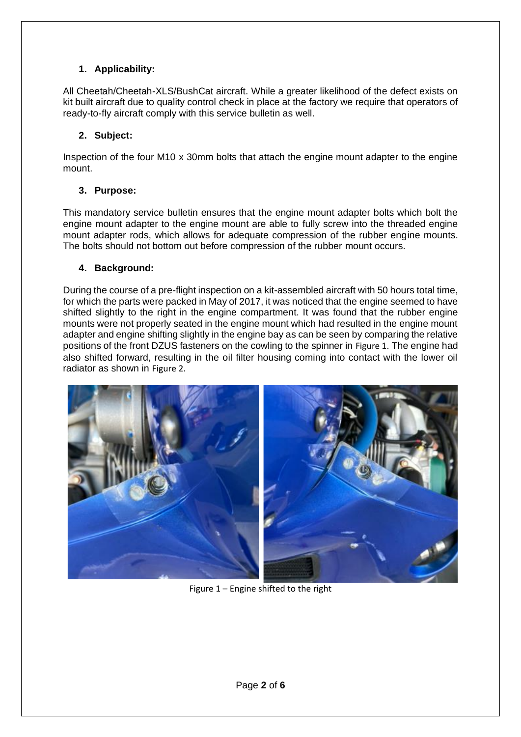## 1. Applicability:

All Cheetah/Cheetah-XLS/BushCat aircraft. While a greater likelihood of the defect exists on kit built aircraft due to quality control check in place at the factory we require that operators of ready-to-fly aircraft comply with this service bulletin as well.

## 2. Subject:

Inspection of the four M10 x 30mm bolts that attach the engine mount adapter to the engine mount.

## 3. Purpose:

This mandatory service bulletin ensures that the engine mount adapter bolts which bolt the engine mount adapter to the engine mount are able to fully screw into the threaded engine mount adapter rods, which allows for adequate compression of the rubber engine mounts. The bolts should not bottom out before compression of the rubber mount occurs.

## 4. Background:

During the course of a pre-flight inspection on a kit-assembled aircraft with 50 hours total time, for which the parts were packed in May of 2017, it was noticed that the engine seemed to have shifted slightly to the right in the engine compartment. It was found that the rubber engine mounts were not properly seated in the engine mount which had resulted in the engine mount adapter and engine shifting slightly in the engine bay as can be seen by comparing the relative positions of the front DZUS fasteners on the cowling to the spinner in Figure 1. The engine had also shifted forward, resulting in the oil filter housing coming into contact with the lower oil radiator as shown in Figure 2.

Figure 1 – Engine shifted to the right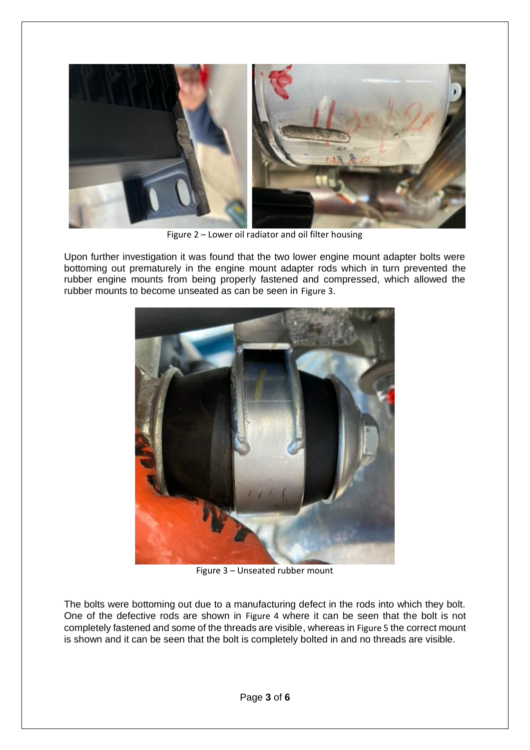Figure 2 – Lower oil radiator and oil filter housing

Upon further investigation it was found that the two lower engine mount adapter bolts were bottoming out prematurely in the engine mount adapter rods which in turn prevented the rubber engine mounts from being properly fastened and compressed, which allowed the rubber mounts to become unseated as can be seen in Figure 3.

Figure 3 – Unseated rubber mount

The bolts were bottoming out due to a manufacturing defect in the rods into which they bolt. One of the defective rods are shown in Figure 4 where it can be seen that the bolt is not completely fastened and some of the threads are visible, whereas in Figure 5 the correct mount is shown and it can be seen that the bolt is completely bolted in and no threads are visible.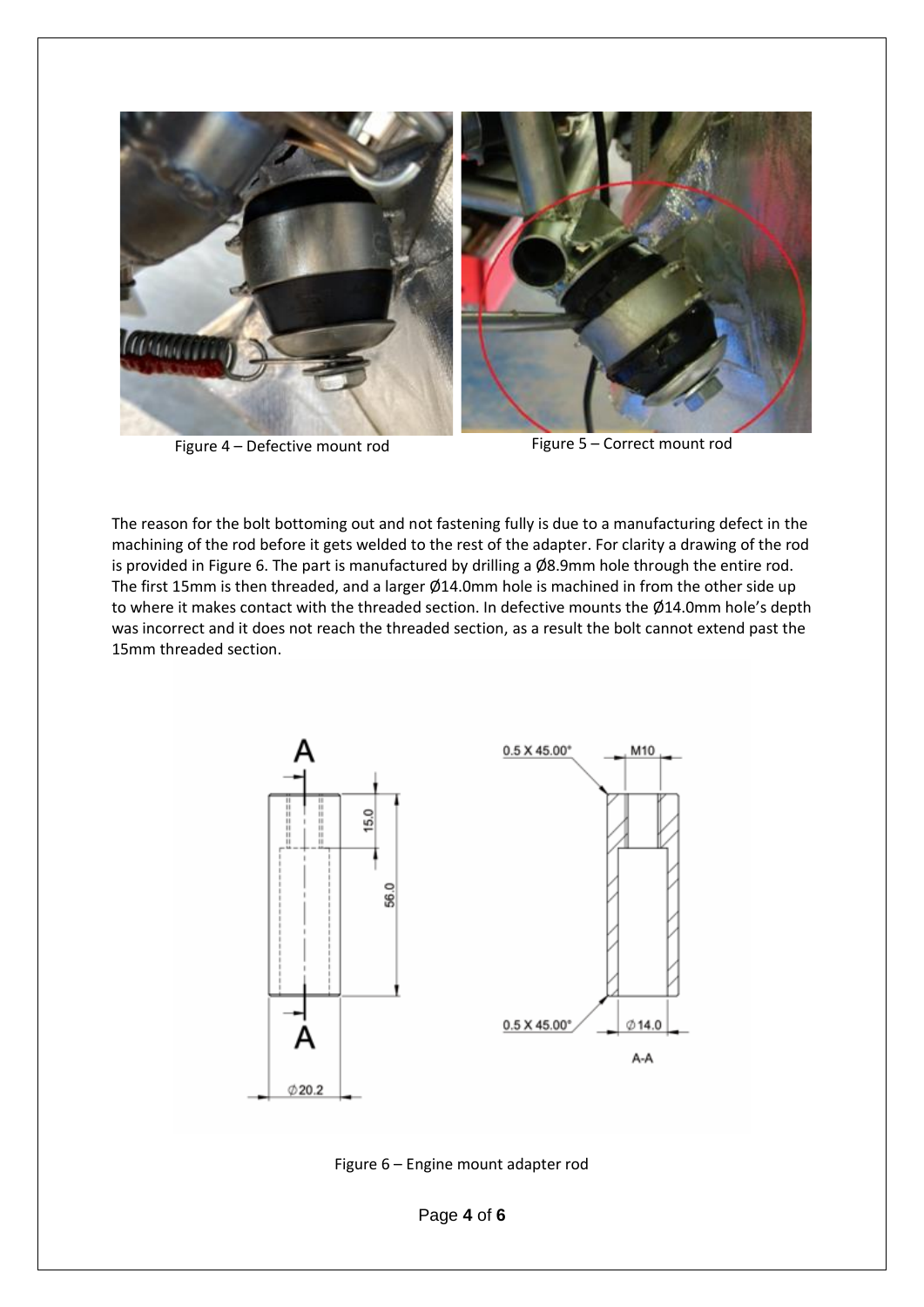Figure 4 – Defective mount rod

Figure 5 – Correct mount rod

The reason for the bolt bottoming out and not fastening fully is due to a manufacturing defect in the machining of the rod before it gets welded to the rest of the adapter. For clarity a drawing of the rod is provided in Figure 6. The part is manufactured by drilling a Ø8.9mm hole through the entire rod. The first 15mm is then threaded, and a larger Ø14.0mm hole is machined in from the other side up to where it makes contact with the threaded section. In defective mounts the Ø14.0mm hole's depth was incorrect and it does not reach the threaded section, as a result the bolt cannot extend past the 15mm threaded section.

A

15.0

56.0

A

Ø20.2

0.5 X 45.00°

M10

0.5 X 45.00°

Ø14.0

A-A

Figure 6 – Engine mount adapter rod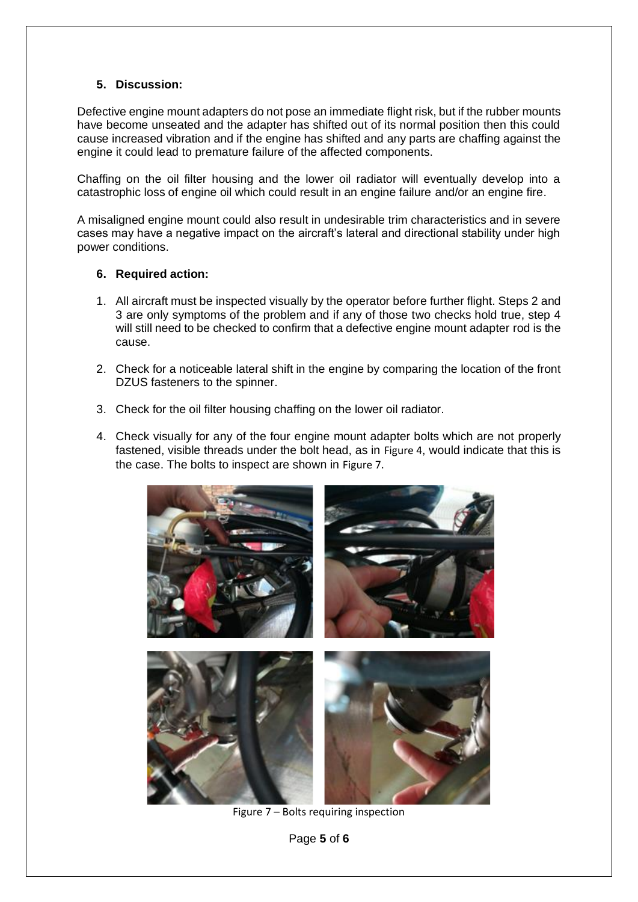## 5. Discussion:

Defective engine mount adapters do not pose an immediate flight risk, but if the rubber mounts have become unseated and the adapter has shifted out of its normal position then this could cause increased vibration and if the engine has shifted and any parts are chaffing against the engine it could lead to premature failure of the affected components.

Chaffing on the oil filter housing and the lower oil radiator will eventually develop into a catastrophic loss of engine oil which could result in an engine failure and/or an engine fire.

A misaligned engine mount could also result in undesirable trim characteristics and in severe cases may have a negative impact on the aircraft's lateral and directional stability under high power conditions.

## 6. Required action:

1. All aircraft must be inspected visually by the operator before further flight. Steps 2 and 3 are only symptoms of the problem and if any of those two checks hold true, step 4 will still need to be checked to confirm that a defective engine mount adapter rod is the cause.
2. Check for a noticeable lateral shift in the engine by comparing the location of the front DZUS fasteners to the spinner.
3. Check for the oil filter housing chaffing on the lower oil radiator.
4. Check visually for any of the four engine mount adapter bolts which are not properly fastened, visible threads under the bolt head, as in Figure 4, would indicate that this is the case. The bolts to inspect are shown in Figure 7.

Figure 7 – Bolts requiring inspection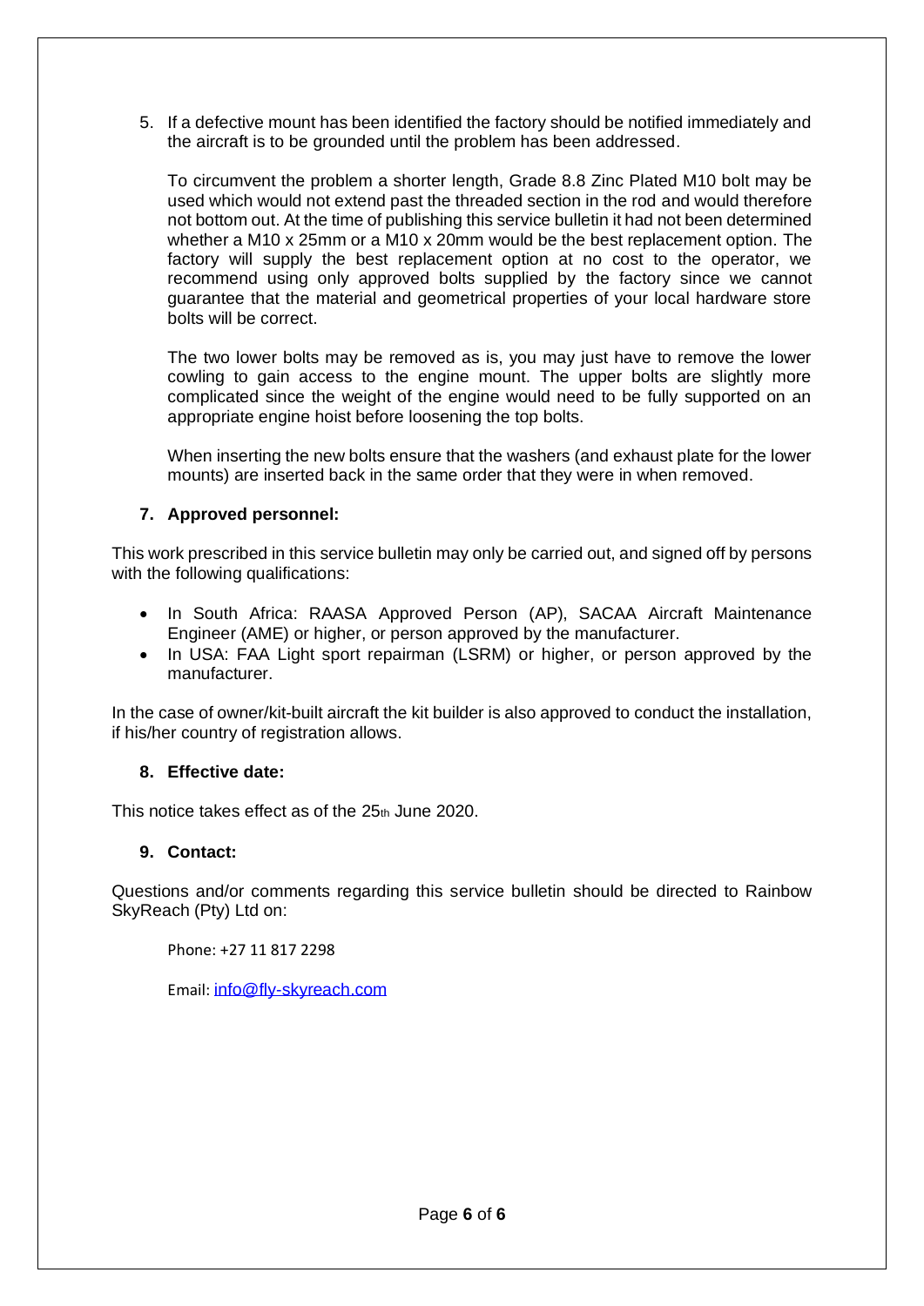5. If a defective mount has been identified the factory should be notified immediately and the aircraft is to be grounded until the problem has been addressed.

   To circumvent the problem a shorter length, Grade 8.8 Zinc Plated M10 bolt may be used which would not extend past the threaded section in the rod and would therefore not bottom out. At the time of publishing this service bulletin it had not been determined whether a M10 x 25mm or a M10 x 20mm would be the best replacement option. The factory will supply the best replacement option at no cost to the operator, we recommend using only approved bolts supplied by the factory since we cannot guarantee that the material and geometrical properties of your local hardware store bolts will be correct.

   The two lower bolts may be removed as is, you may just have to remove the lower cowling to gain access to the engine mount. The upper bolts are slightly more complicated since the weight of the engine would need to be fully supported on an appropriate engine hoist before loosening the top bolts.

   When inserting the new bolts ensure that the washers (and exhaust plate for the lower mounts) are inserted back in the same order that they were in when removed.

### 7. Approved personnel:

This work prescribed in this service bulletin may only be carried out, and signed off by persons with the following qualifications:

- In South Africa: RAASA Approved Person (AP), SACAA Aircraft Maintenance Engineer (AME) or higher, or person approved by the manufacturer.
- In USA: FAA Light sport repairman (LSRM) or higher, or person approved by the manufacturer.

In the case of owner/kit-built aircraft the kit builder is also approved to conduct the installation, if his/her country of registration allows.

### 8. Effective date:

This notice takes effect as of the 25th June 2020.

### 9. Contact:

Questions and/or comments regarding this service bulletin should be directed to Rainbow SkyReach (Pty) Ltd on:

Phone: +27 11 817 2298

Email: info@fly-skyreach.com